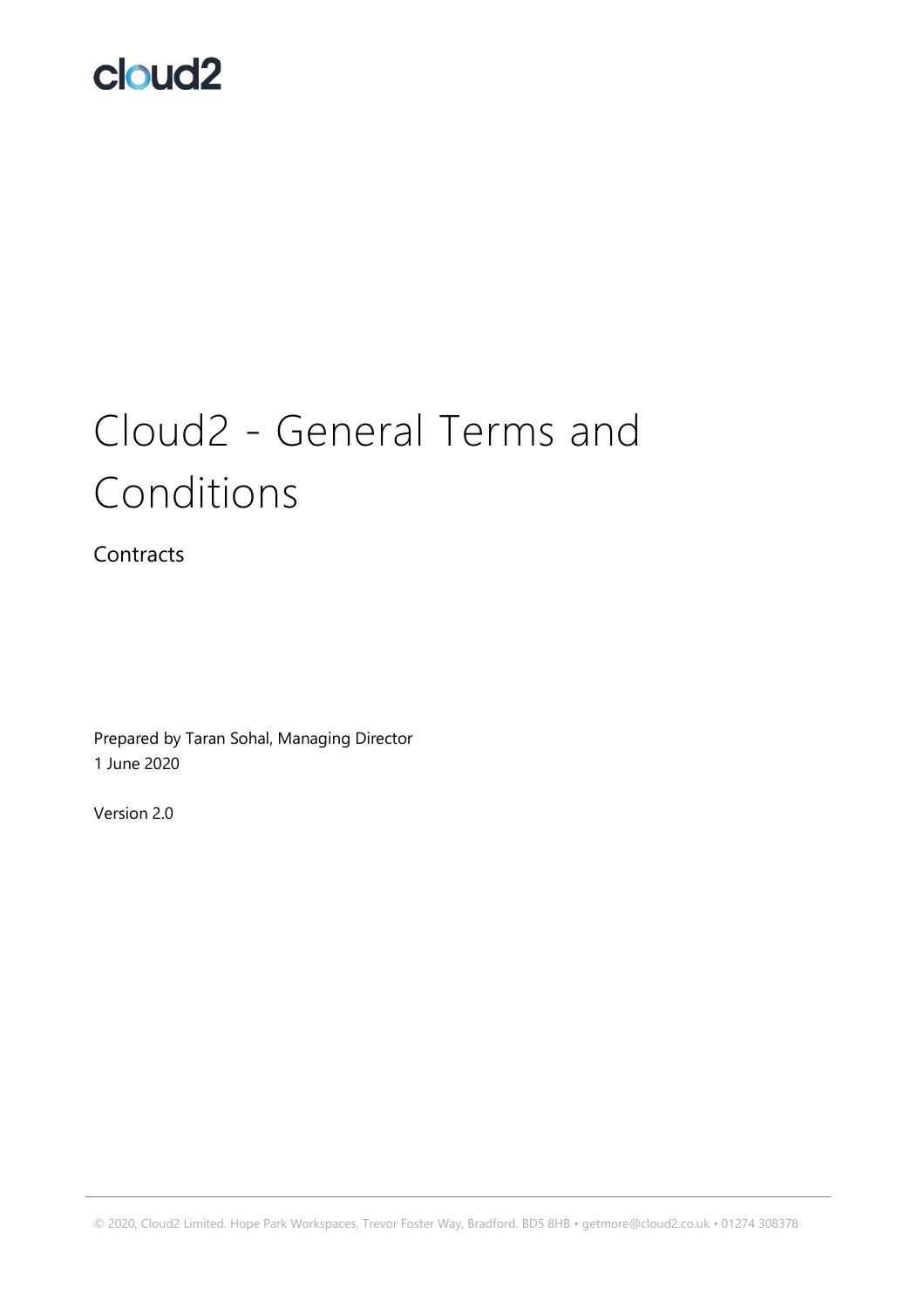cloud2

# Cloud2 - General Terms and Conditions

Contracts

Prepared by Taran Sohal, Managing Director
1 June 2020

Version 2.0

© 2020, Cloud2 Limited. Hope Park Workspaces, Trevor Foster Way, Bradford. BD5 8HB • getmore@cloud2.co.uk • 01274 308378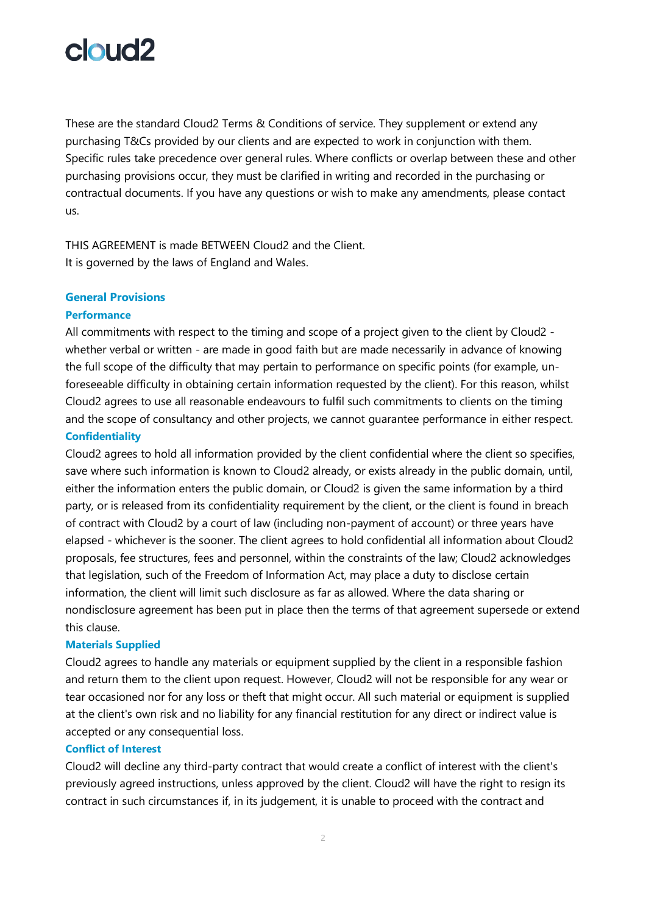These are the standard Cloud2 Terms & Conditions of service. They supplement or extend any purchasing T&Cs provided by our clients and are expected to work in conjunction with them. Specific rules take precedence over general rules. Where conflicts or overlap between these and other purchasing provisions occur, they must be clarified in writing and recorded in the purchasing or contractual documents. If you have any questions or wish to make any amendments, please contact us.

THIS AGREEMENT is made BETWEEN Cloud2 and the Client.
It is governed by the laws of England and Wales.

## General Provisions

### Performance

All commitments with respect to the timing and scope of a project given to the client by Cloud2 - whether verbal or written - are made in good faith but are made necessarily in advance of knowing the full scope of the difficulty that may pertain to performance on specific points (for example, un-foreseeable difficulty in obtaining certain information requested by the client). For this reason, whilst Cloud2 agrees to use all reasonable endeavours to fulfil such commitments to clients on the timing and the scope of consultancy and other projects, we cannot guarantee performance in either respect.

### Confidentiality

Cloud2 agrees to hold all information provided by the client confidential where the client so specifies, save where such information is known to Cloud2 already, or exists already in the public domain, until, either the information enters the public domain, or Cloud2 is given the same information by a third party, or is released from its confidentiality requirement by the client, or the client is found in breach of contract with Cloud2 by a court of law (including non-payment of account) or three years have elapsed - whichever is the sooner. The client agrees to hold confidential all information about Cloud2 proposals, fee structures, fees and personnel, within the constraints of the law; Cloud2 acknowledges that legislation, such of the Freedom of Information Act, may place a duty to disclose certain information, the client will limit such disclosure as far as allowed. Where the data sharing or nondisclosure agreement has been put in place then the terms of that agreement supersede or extend this clause.

### Materials Supplied

Cloud2 agrees to handle any materials or equipment supplied by the client in a responsible fashion and return them to the client upon request. However, Cloud2 will not be responsible for any wear or tear occasioned nor for any loss or theft that might occur. All such material or equipment is supplied at the client's own risk and no liability for any financial restitution for any direct or indirect value is accepted or any consequential loss.

### Conflict of Interest

Cloud2 will decline any third-party contract that would create a conflict of interest with the client's previously agreed instructions, unless approved by the client. Cloud2 will have the right to resign its contract in such circumstances if, in its judgement, it is unable to proceed with the contract and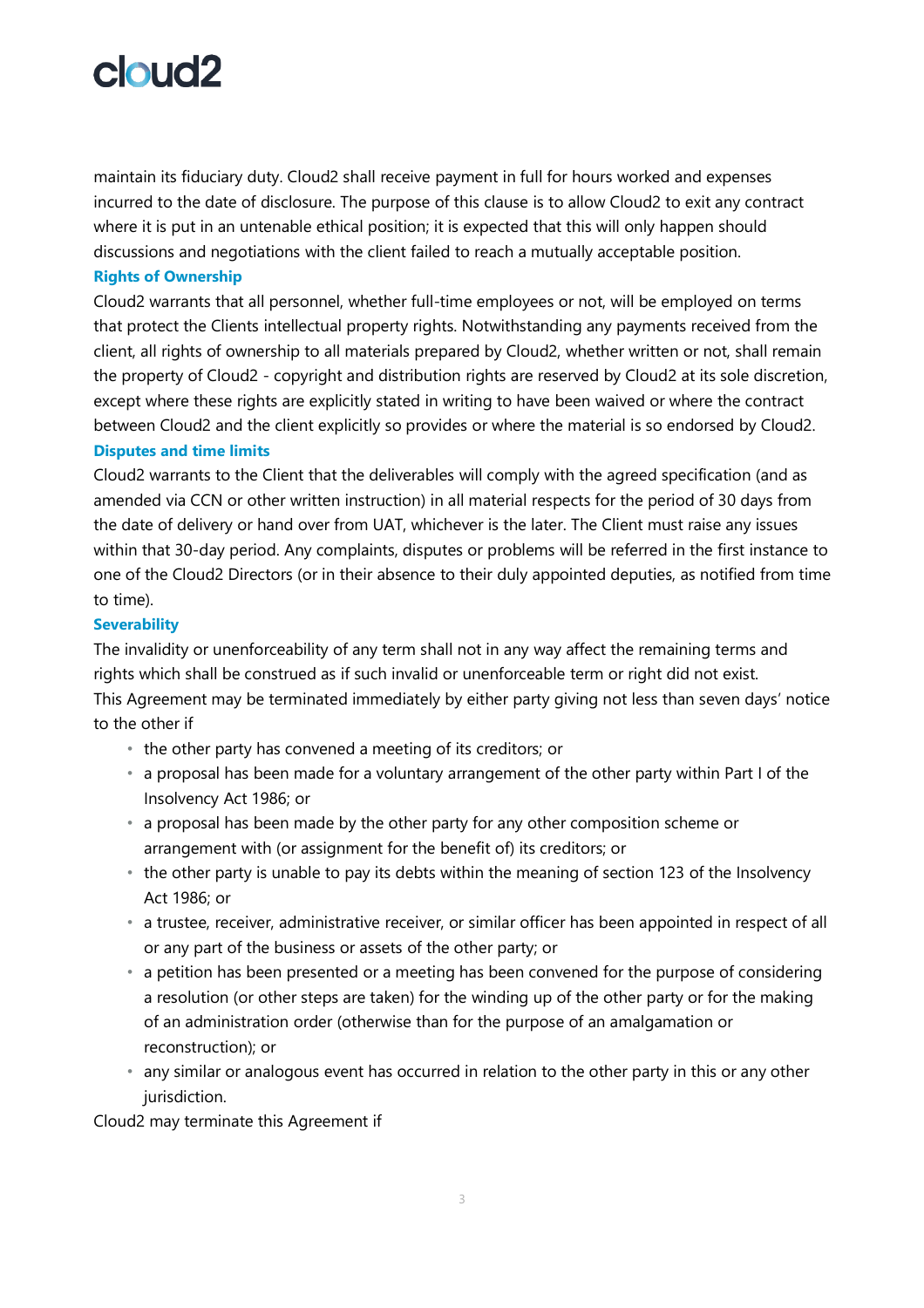maintain its fiduciary duty. Cloud2 shall receive payment in full for hours worked and expenses incurred to the date of disclosure. The purpose of this clause is to allow Cloud2 to exit any contract where it is put in an untenable ethical position; it is expected that this will only happen should discussions and negotiations with the client failed to reach a mutually acceptable position.

### Rights of Ownership

Cloud2 warrants that all personnel, whether full-time employees or not, will be employed on terms that protect the Clients intellectual property rights. Notwithstanding any payments received from the client, all rights of ownership to all materials prepared by Cloud2, whether written or not, shall remain the property of Cloud2 - copyright and distribution rights are reserved by Cloud2 at its sole discretion, except where these rights are explicitly stated in writing to have been waived or where the contract between Cloud2 and the client explicitly so provides or where the material is so endorsed by Cloud2.

### Disputes and time limits

Cloud2 warrants to the Client that the deliverables will comply with the agreed specification (and as amended via CCN or other written instruction) in all material respects for the period of 30 days from the date of delivery or hand over from UAT, whichever is the later. The Client must raise any issues within that 30-day period. Any complaints, disputes or problems will be referred in the first instance to one of the Cloud2 Directors (or in their absence to their duly appointed deputies, as notified from time to time).

### Severability

The invalidity or unenforceability of any term shall not in any way affect the remaining terms and rights which shall be construed as if such invalid or unenforceable term or right did not exist.

This Agreement may be terminated immediately by either party giving not less than seven days' notice to the other if

- the other party has convened a meeting of its creditors; or
- a proposal has been made for a voluntary arrangement of the other party within Part I of the Insolvency Act 1986; or
- a proposal has been made by the other party for any other composition scheme or arrangement with (or assignment for the benefit of) its creditors; or
- the other party is unable to pay its debts within the meaning of section 123 of the Insolvency Act 1986; or
- a trustee, receiver, administrative receiver, or similar officer has been appointed in respect of all or any part of the business or assets of the other party; or
- a petition has been presented or a meeting has been convened for the purpose of considering a resolution (or other steps are taken) for the winding up of the other party or for the making of an administration order (otherwise than for the purpose of an amalgamation or reconstruction); or
- any similar or analogous event has occurred in relation to the other party in this or any other jurisdiction.

Cloud2 may terminate this Agreement if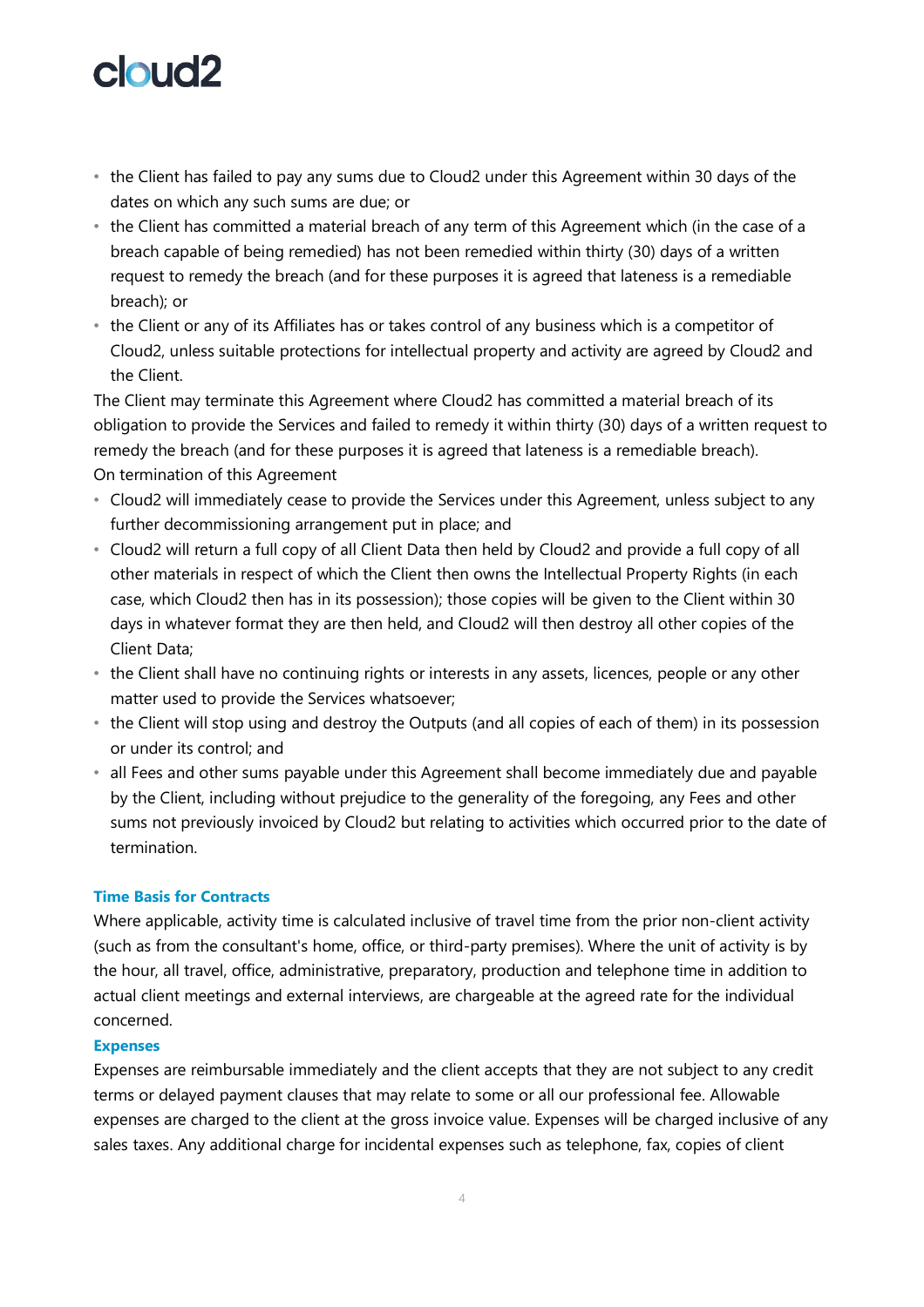- the Client has failed to pay any sums due to Cloud2 under this Agreement within 30 days of the dates on which any such sums are due; or
- the Client has committed a material breach of any term of this Agreement which (in the case of a breach capable of being remedied) has not been remedied within thirty (30) days of a written request to remedy the breach (and for these purposes it is agreed that lateness is a remediable breach); or
- the Client or any of its Affiliates has or takes control of any business which is a competitor of Cloud2, unless suitable protections for intellectual property and activity are agreed by Cloud2 and the Client.

The Client may terminate this Agreement where Cloud2 has committed a material breach of its obligation to provide the Services and failed to remedy it within thirty (30) days of a written request to remedy the breach (and for these purposes it is agreed that lateness is a remediable breach).

On termination of this Agreement

- Cloud2 will immediately cease to provide the Services under this Agreement, unless subject to any further decommissioning arrangement put in place; and
- Cloud2 will return a full copy of all Client Data then held by Cloud2 and provide a full copy of all other materials in respect of which the Client then owns the Intellectual Property Rights (in each case, which Cloud2 then has in its possession); those copies will be given to the Client within 30 days in whatever format they are then held, and Cloud2 will then destroy all other copies of the Client Data;
- the Client shall have no continuing rights or interests in any assets, licences, people or any other matter used to provide the Services whatsoever;
- the Client will stop using and destroy the Outputs (and all copies of each of them) in its possession or under its control; and
- all Fees and other sums payable under this Agreement shall become immediately due and payable by the Client, including without prejudice to the generality of the foregoing, any Fees and other sums not previously invoiced by Cloud2 but relating to activities which occurred prior to the date of termination.

### Time Basis for Contracts

Where applicable, activity time is calculated inclusive of travel time from the prior non-client activity (such as from the consultant's home, office, or third-party premises). Where the unit of activity is by the hour, all travel, office, administrative, preparatory, production and telephone time in addition to actual client meetings and external interviews, are chargeable at the agreed rate for the individual concerned.

### Expenses

Expenses are reimbursable immediately and the client accepts that they are not subject to any credit terms or delayed payment clauses that may relate to some or all our professional fee. Allowable expenses are charged to the client at the gross invoice value. Expenses will be charged inclusive of any sales taxes. Any additional charge for incidental expenses such as telephone, fax, copies of client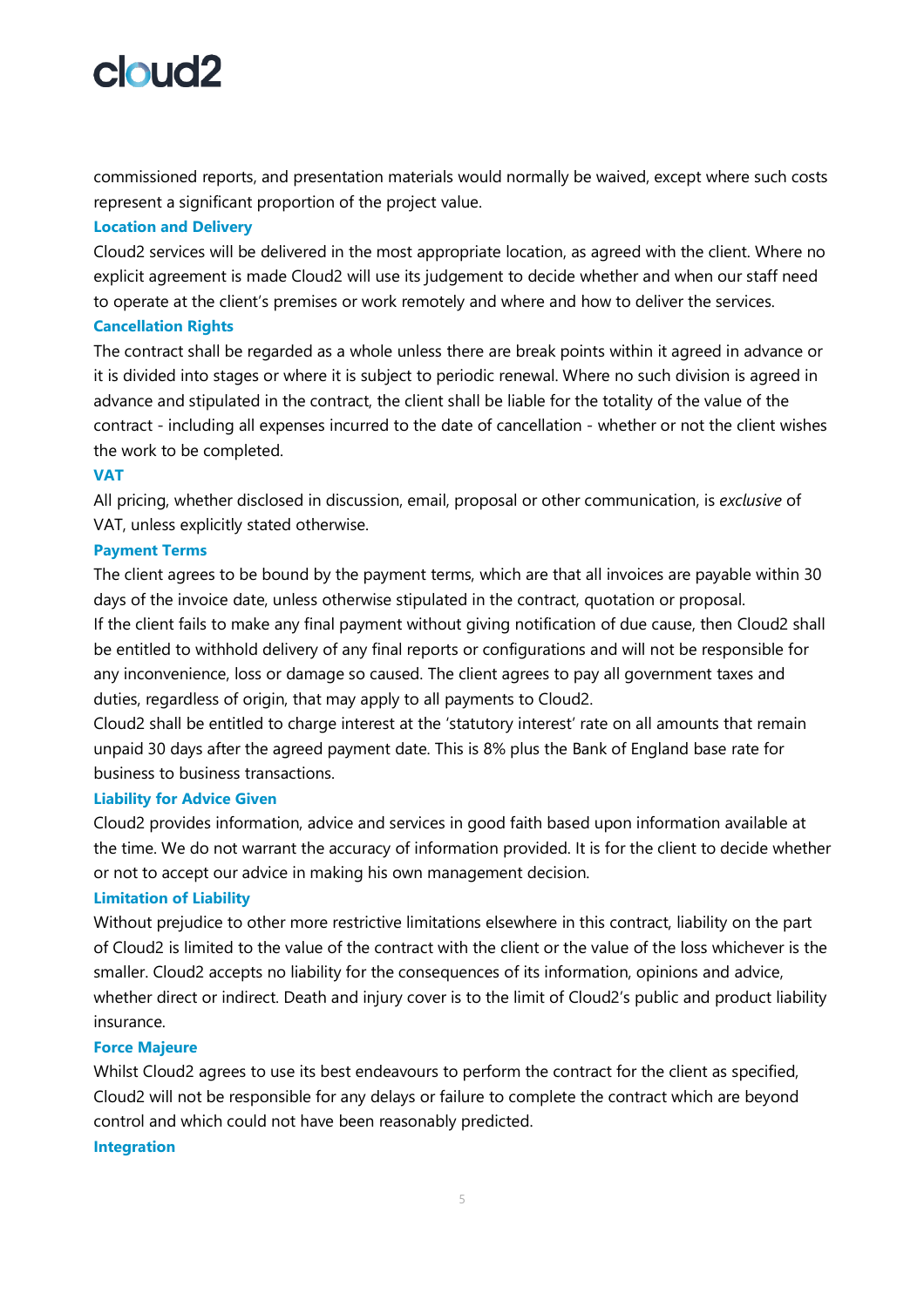commissioned reports, and presentation materials would normally be waived, except where such costs represent a significant proportion of the project value.

### Location and Delivery

Cloud2 services will be delivered in the most appropriate location, as agreed with the client. Where no explicit agreement is made Cloud2 will use its judgement to decide whether and when our staff need to operate at the client's premises or work remotely and where and how to deliver the services.

### Cancellation Rights

The contract shall be regarded as a whole unless there are break points within it agreed in advance or it is divided into stages or where it is subject to periodic renewal. Where no such division is agreed in advance and stipulated in the contract, the client shall be liable for the totality of the value of the contract - including all expenses incurred to the date of cancellation - whether or not the client wishes the work to be completed.

### VAT

All pricing, whether disclosed in discussion, email, proposal or other communication, is *exclusive* of VAT, unless explicitly stated otherwise.

### Payment Terms

The client agrees to be bound by the payment terms, which are that all invoices are payable within 30 days of the invoice date, unless otherwise stipulated in the contract, quotation or proposal.

If the client fails to make any final payment without giving notification of due cause, then Cloud2 shall be entitled to withhold delivery of any final reports or configurations and will not be responsible for any inconvenience, loss or damage so caused. The client agrees to pay all government taxes and duties, regardless of origin, that may apply to all payments to Cloud2.

Cloud2 shall be entitled to charge interest at the 'statutory interest' rate on all amounts that remain unpaid 30 days after the agreed payment date. This is 8% plus the Bank of England base rate for business to business transactions.

### Liability for Advice Given

Cloud2 provides information, advice and services in good faith based upon information available at the time. We do not warrant the accuracy of information provided. It is for the client to decide whether or not to accept our advice in making his own management decision.

### Limitation of Liability

Without prejudice to other more restrictive limitations elsewhere in this contract, liability on the part of Cloud2 is limited to the value of the contract with the client or the value of the loss whichever is the smaller. Cloud2 accepts no liability for the consequences of its information, opinions and advice, whether direct or indirect. Death and injury cover is to the limit of Cloud2's public and product liability insurance.

### Force Majeure

Whilst Cloud2 agrees to use its best endeavours to perform the contract for the client as specified, Cloud2 will not be responsible for any delays or failure to complete the contract which are beyond control and which could not have been reasonably predicted.

### Integration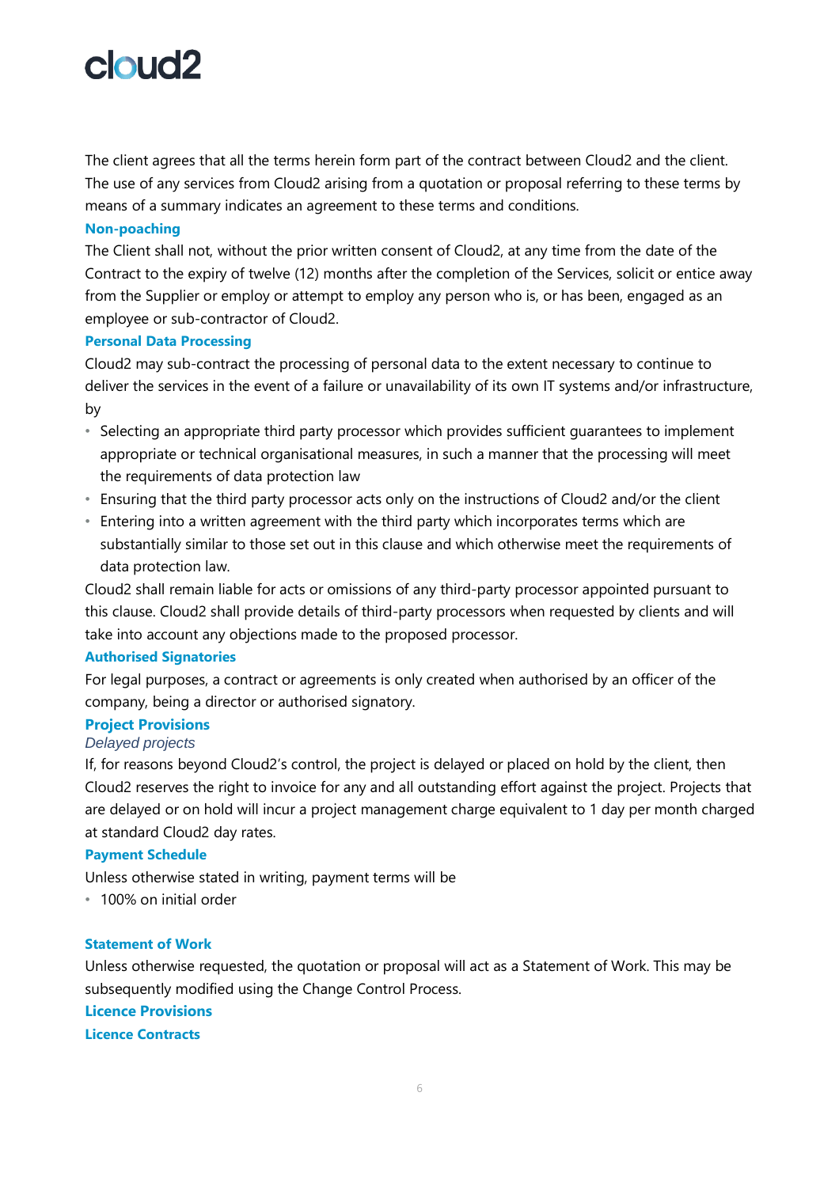The client agrees that all the terms herein form part of the contract between Cloud2 and the client. The use of any services from Cloud2 arising from a quotation or proposal referring to these terms by means of a summary indicates an agreement to these terms and conditions.

### Non-poaching

The Client shall not, without the prior written consent of Cloud2, at any time from the date of the Contract to the expiry of twelve (12) months after the completion of the Services, solicit or entice away from the Supplier or employ or attempt to employ any person who is, or has been, engaged as an employee or sub-contractor of Cloud2.

### Personal Data Processing

Cloud2 may sub-contract the processing of personal data to the extent necessary to continue to deliver the services in the event of a failure or unavailability of its own IT systems and/or infrastructure, by

- Selecting an appropriate third party processor which provides sufficient guarantees to implement appropriate or technical organisational measures, in such a manner that the processing will meet the requirements of data protection law
- Ensuring that the third party processor acts only on the instructions of Cloud2 and/or the client
- Entering into a written agreement with the third party which incorporates terms which are substantially similar to those set out in this clause and which otherwise meet the requirements of data protection law.

Cloud2 shall remain liable for acts or omissions of any third-party processor appointed pursuant to this clause. Cloud2 shall provide details of third-party processors when requested by clients and will take into account any objections made to the proposed processor.

### Authorised Signatories

For legal purposes, a contract or agreements is only created when authorised by an officer of the company, being a director or authorised signatory.

### Project Provisions

#### *Delayed projects*

If, for reasons beyond Cloud2's control, the project is delayed or placed on hold by the client, then Cloud2 reserves the right to invoice for any and all outstanding effort against the project. Projects that are delayed or on hold will incur a project management charge equivalent to 1 day per month charged at standard Cloud2 day rates.

### Payment Schedule

Unless otherwise stated in writing, payment terms will be

- 100% on initial order

### Statement of Work

Unless otherwise requested, the quotation or proposal will act as a Statement of Work. This may be subsequently modified using the Change Control Process.

### Licence Provisions

### Licence Contracts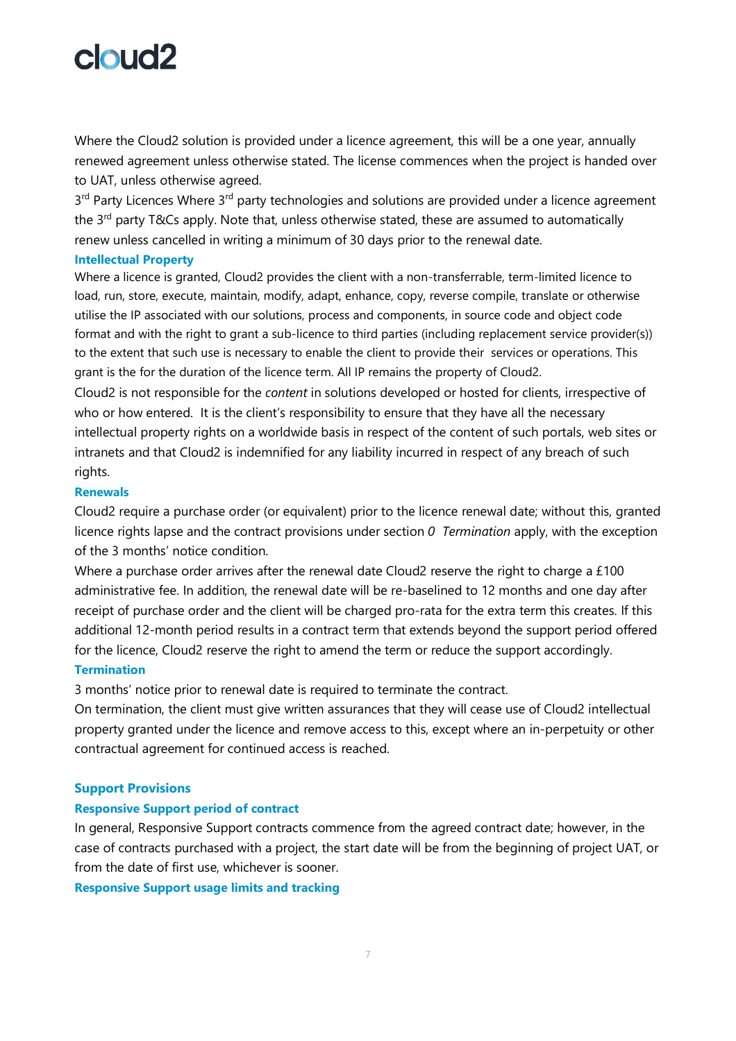Where the Cloud2 solution is provided under a licence agreement, this will be a one year, annually renewed agreement unless otherwise stated. The license commences when the project is handed over to UAT, unless otherwise agreed.

3rd Party Licences Where 3rd party technologies and solutions are provided under a licence agreement the 3rd party T&Cs apply. Note that, unless otherwise stated, these are assumed to automatically renew unless cancelled in writing a minimum of 30 days prior to the renewal date.

### Intellectual Property

Where a licence is granted, Cloud2 provides the client with a non-transferrable, term-limited licence to load, run, store, execute, maintain, modify, adapt, enhance, copy, reverse compile, translate or otherwise utilise the IP associated with our solutions, process and components, in source code and object code format and with the right to grant a sub-licence to third parties (including replacement service provider(s)) to the extent that such use is necessary to enable the client to provide their services or operations. This grant is the for the duration of the licence term. All IP remains the property of Cloud2.

Cloud2 is not responsible for the *content* in solutions developed or hosted for clients, irrespective of who or how entered. It is the client's responsibility to ensure that they have all the necessary intellectual property rights on a worldwide basis in respect of the content of such portals, web sites or intranets and that Cloud2 is indemnified for any liability incurred in respect of any breach of such rights.

### Renewals

Cloud2 require a purchase order (or equivalent) prior to the licence renewal date; without this, granted licence rights lapse and the contract provisions under section *0 Termination* apply, with the exception of the 3 months' notice condition.

Where a purchase order arrives after the renewal date Cloud2 reserve the right to charge a £100 administrative fee. In addition, the renewal date will be re-baselined to 12 months and one day after receipt of purchase order and the client will be charged pro-rata for the extra term this creates. If this additional 12-month period results in a contract term that extends beyond the support period offered for the licence, Cloud2 reserve the right to amend the term or reduce the support accordingly.

### Termination

3 months' notice prior to renewal date is required to terminate the contract.

On termination, the client must give written assurances that they will cease use of Cloud2 intellectual property granted under the licence and remove access to this, except where an in-perpetuity or other contractual agreement for continued access is reached.

## Support Provisions

### Responsive Support period of contract

In general, Responsive Support contracts commence from the agreed contract date; however, in the case of contracts purchased with a project, the start date will be from the beginning of project UAT, or from the date of first use, whichever is sooner.

### Responsive Support usage limits and tracking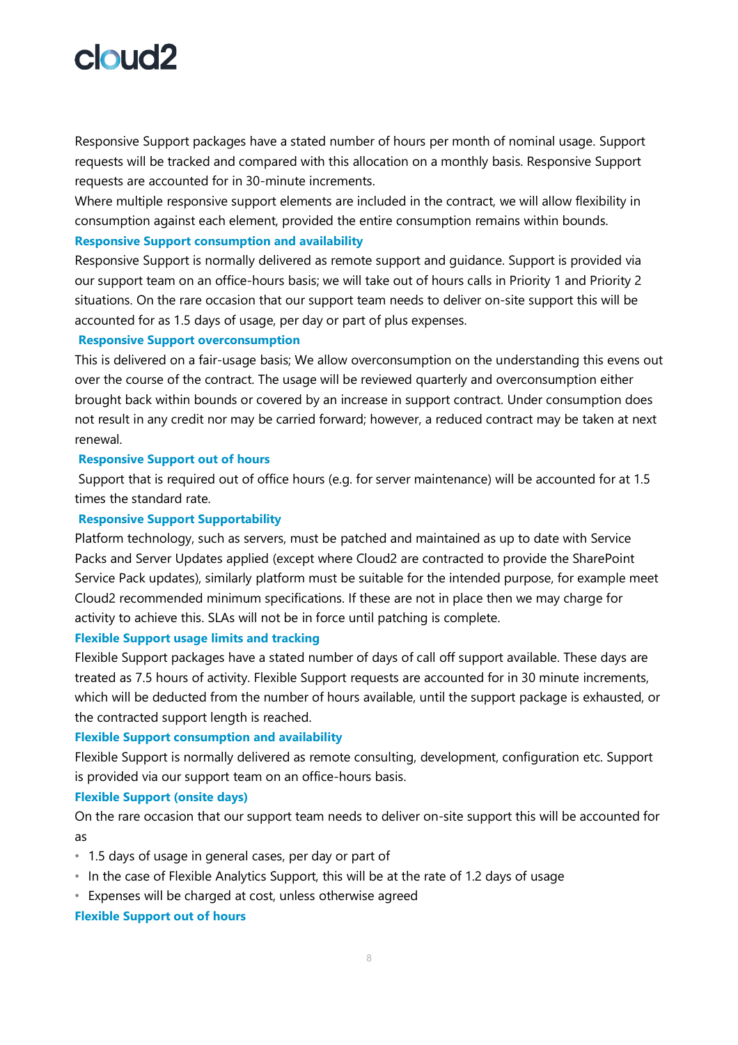Responsive Support packages have a stated number of hours per month of nominal usage. Support requests will be tracked and compared with this allocation on a monthly basis. Responsive Support requests are accounted for in 30-minute increments.

Where multiple responsive support elements are included in the contract, we will allow flexibility in consumption against each element, provided the entire consumption remains within bounds.

### Responsive Support consumption and availability

Responsive Support is normally delivered as remote support and guidance. Support is provided via our support team on an office-hours basis; we will take out of hours calls in Priority 1 and Priority 2 situations. On the rare occasion that our support team needs to deliver on-site support this will be accounted for as 1.5 days of usage, per day or part of plus expenses.

### Responsive Support overconsumption

This is delivered on a fair-usage basis; We allow overconsumption on the understanding this evens out over the course of the contract. The usage will be reviewed quarterly and overconsumption either brought back within bounds or covered by an increase in support contract. Under consumption does not result in any credit nor may be carried forward; however, a reduced contract may be taken at next renewal.

### Responsive Support out of hours

Support that is required out of office hours (e.g. for server maintenance) will be accounted for at 1.5 times the standard rate.

### Responsive Support Supportability

Platform technology, such as servers, must be patched and maintained as up to date with Service Packs and Server Updates applied (except where Cloud2 are contracted to provide the SharePoint Service Pack updates), similarly platform must be suitable for the intended purpose, for example meet Cloud2 recommended minimum specifications. If these are not in place then we may charge for activity to achieve this. SLAs will not be in force until patching is complete.

### Flexible Support usage limits and tracking

Flexible Support packages have a stated number of days of call off support available. These days are treated as 7.5 hours of activity. Flexible Support requests are accounted for in 30 minute increments, which will be deducted from the number of hours available, until the support package is exhausted, or the contracted support length is reached.

### Flexible Support consumption and availability

Flexible Support is normally delivered as remote consulting, development, configuration etc. Support is provided via our support team on an office-hours basis.

### Flexible Support (onsite days)

On the rare occasion that our support team needs to deliver on-site support this will be accounted for as

- 1.5 days of usage in general cases, per day or part of
- In the case of Flexible Analytics Support, this will be at the rate of 1.2 days of usage
- Expenses will be charged at cost, unless otherwise agreed

### Flexible Support out of hours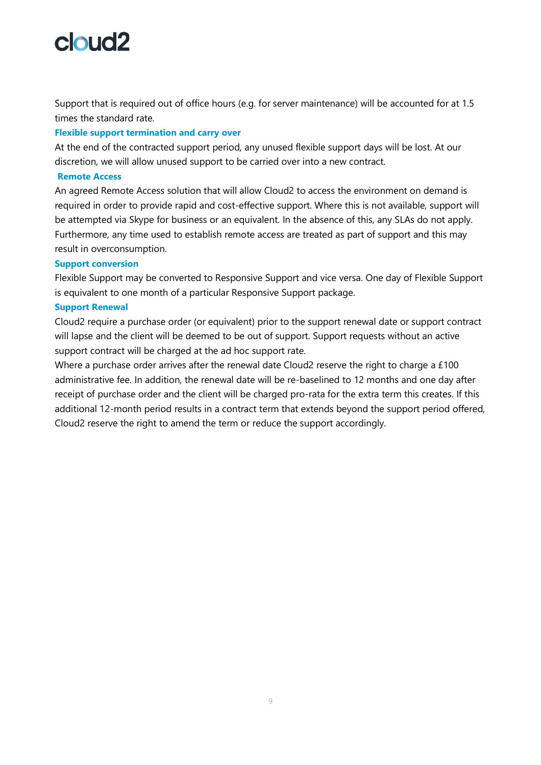Support that is required out of office hours (e.g. for server maintenance) will be accounted for at 1.5 times the standard rate.

### Flexible support termination and carry over

At the end of the contracted support period, any unused flexible support days will be lost. At our discretion, we will allow unused support to be carried over into a new contract.

### Remote Access

An agreed Remote Access solution that will allow Cloud2 to access the environment on demand is required in order to provide rapid and cost-effective support. Where this is not available, support will be attempted via Skype for business or an equivalent. In the absence of this, any SLAs do not apply. Furthermore, any time used to establish remote access are treated as part of support and this may result in overconsumption.

### Support conversion

Flexible Support may be converted to Responsive Support and vice versa. One day of Flexible Support is equivalent to one month of a particular Responsive Support package.

### Support Renewal

Cloud2 require a purchase order (or equivalent) prior to the support renewal date or support contract will lapse and the client will be deemed to be out of support. Support requests without an active support contract will be charged at the ad hoc support rate.

Where a purchase order arrives after the renewal date Cloud2 reserve the right to charge a £100 administrative fee. In addition, the renewal date will be re-baselined to 12 months and one day after receipt of purchase order and the client will be charged pro-rata for the extra term this creates. If this additional 12-month period results in a contract term that extends beyond the support period offered, Cloud2 reserve the right to amend the term or reduce the support accordingly.